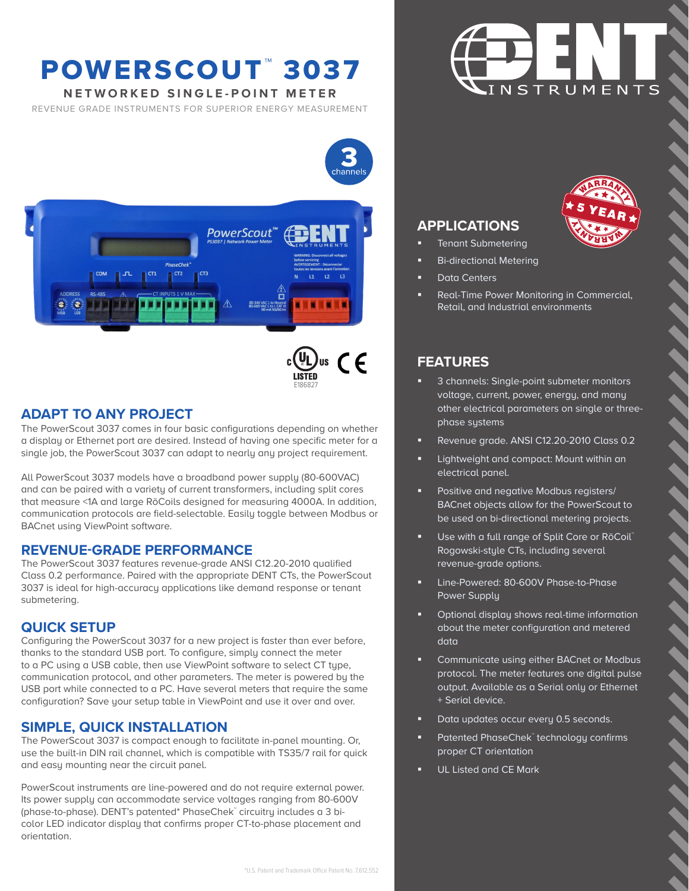# POWERSCOUT™ 3037

## NETWORKED SINGLE-POINT METER

REVENUE GRADE INSTRUMENTS FOR SUPERIOR ENERGY MEASUREMENT

## ADAPT TO ANY PROJECT

The PowerScout 3037 comes in four basic configurations depending on whether a display or Ethernet port are desired. Instead of having one specific meter for a single job, the PowerScout 3037 can adapt to nearly any project requirement.

All PowerScout 3037 models have a broadband power supply (80-600VAC) and can be paired with a variety of current transformers, including split cores that measure <1A and large RōCoils designed for measuring 4000A. In addition, communication protocols are field-selectable. Easily toggle between Modbus or BACnet using ViewPoint software.

## REVENUE-GRADE PERFORMANCE

The PowerScout 3037 features revenue-grade ANSI C12.20-2010 qualified Class 0.2 performance. Paired with the appropriate DENT CTs, the PowerScout 3037 is ideal for high-accuracy applications like demand response or tenant submetering.

## QUICK SETUP

Configuring the PowerScout 3037 for a new project is faster than ever before, thanks to the standard USB port. To configure, simply connect the meter to a PC using a USB cable, then use ViewPoint software to select CT type, communication protocol, and other parameters. The meter is powered by the USB port while connected to a PC. Have several meters that require the same configuration? Save your setup table in ViewPoint and use it over and over.

## SIMPLE, QUICK INSTALLATION

The PowerScout 3037 is compact enough to facilitate in-panel mounting. Or, use the built-in DIN rail channel, which is compatible with TS35/7 rail for quick and easy mounting near the circuit panel.

PowerScout instruments are line-powered and do not require external power. Its power supply can accommodate service voltages ranging from 80-600V (phase-to-phase). DENT's patented* PhaseChek™ circuitry includes a 3 bi-color LED indicator display that confirms proper CT-to-phase placement and orientation.

*U.S. Patent and Trademark Office Patent No. 7,612,552

## APPLICATIONS

- Tenant Submetering
- Bi-directional Metering
- Data Centers
- Real-Time Power Monitoring in Commercial, Retail, and Industrial environments

## FEATURES

- 3 channels: Single-point submeter monitors voltage, current, power, energy, and many other electrical parameters on single or three-phase systems
- Revenue grade. ANSI C12.20-2010 Class 0.2
- Lightweight and compact: Mount within an electrical panel.
- Positive and negative Modbus registers/ BACnet objects allow for the PowerScout to be used on bi-directional metering projects.
- Use with a full range of Split Core or RōCoil™ Rogowski-style CTs, including several revenue-grade options.
- Line-Powered: 80-600V Phase-to-Phase Power Supply
- Optional display shows real-time information about the meter configuration and metered data
- Communicate using either BACnet or Modbus protocol. The meter features one digital pulse output. Available as a Serial only or Ethernet + Serial device.
- Data updates occur every 0.5 seconds.
- Patented PhaseChek™ technology confirms proper CT orientation
- UL Listed and CE Mark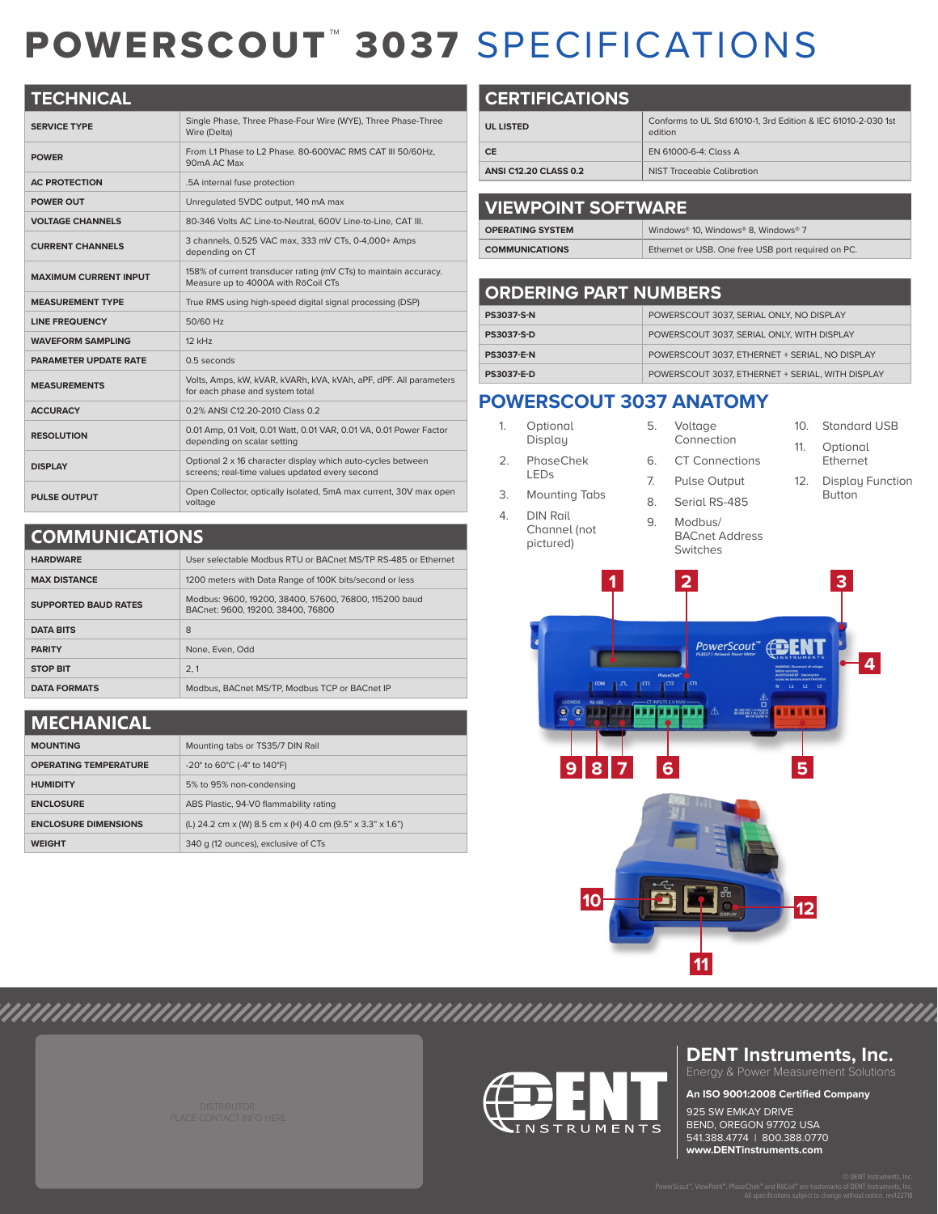# POWERSCOUT™ 3037 SPECIFICATIONS

## TECHNICAL

| | |
|---|---|
| SERVICE TYPE | Single Phase, Three Phase-Four Wire (WYE), Three Phase-Three Wire (Delta) |
| POWER | From L1 Phase to L2 Phase. 80-600VAC RMS CAT III 50/60Hz, 90mA AC Max |
| AC PROTECTION | .5A internal fuse protection |
| POWER OUT | Unregulated 5VDC output, 140 mA max |
| VOLTAGE CHANNELS | 80-346 Volts AC Line-to-Neutral, 600V Line-to-Line, CAT III. |
| CURRENT CHANNELS | 3 channels, 0.525 VAC max, 333 mV CTs, 0-4,000+ Amps depending on CT |
| MAXIMUM CURRENT INPUT | 158% of current transducer rating (mV CTs) to maintain accuracy. Measure up to 4000A with RōCoil CTs |
| MEASUREMENT TYPE | True RMS using high-speed digital signal processing (DSP) |
| LINE FREQUENCY | 50/60 Hz |
| WAVEFORM SAMPLING | 12 kHz |
| PARAMETER UPDATE RATE | 0.5 seconds |
| MEASUREMENTS | Volts, Amps, kW, kVAR, kVARh, kVA, kVAh, aPF, dPF. All parameters for each phase and system total |
| ACCURACY | 0.2% ANSI C12.20-2010 Class 0.2 |
| RESOLUTION | 0.01 Amp, 0.1 Volt, 0.01 Watt, 0.01 VAR, 0.01 VA, 0.01 Power Factor depending on scalar setting |
| DISPLAY | Optional 2 x 16 character display which auto-cycles between screens; real-time values updated every second |
| PULSE OUTPUT | Open Collector, optically isolated, 5mA max current, 30V max open voltage |

## COMMUNICATIONS

| | |
|---|---|
| HARDWARE | User selectable Modbus RTU or BACnet MS/TP RS-485 or Ethernet |
| MAX DISTANCE | 1200 meters with Data Range of 100K bits/second or less |
| SUPPORTED BAUD RATES | Modbus: 9600, 19200, 38400, 57600, 76800, 115200 baud BACnet: 9600, 19200, 38400, 76800 |
| DATA BITS | 8 |
| PARITY | None, Even, Odd |
| STOP BIT | 2, 1 |
| DATA FORMATS | Modbus, BACnet MS/TP, Modbus TCP or BACnet IP |

## MECHANICAL

| | |
|---|---|
| MOUNTING | Mounting tabs or TS35/7 DIN Rail |
| OPERATING TEMPERATURE | -20° to 60°C (-4° to 140°F) |
| HUMIDITY | 5% to 95% non-condensing |
| ENCLOSURE | ABS Plastic, 94-V0 flammability rating |
| ENCLOSURE DIMENSIONS | (L) 24.2 cm x (W) 8.5 cm x (H) 4.0 cm (9.5" x 3.3" x 1.6") |
| WEIGHT | 340 g (12 ounces), exclusive of CTs |

## CERTIFICATIONS

| | |
|---|---|
| UL LISTED | Conforms to UL Std 61010-1, 3rd Edition & IEC 61010-2-030 1st edition |
| CE | EN 61000-6-4: Class A |
| ANSI C12.20 CLASS 0.2 | NIST Traceable Calibration |

## VIEWPOINT SOFTWARE

| | |
|---|---|
| OPERATING SYSTEM | Windows® 10, Windows® 8, Windows® 7 |
| COMMUNICATIONS | Ethernet or USB. One free USB port required on PC. |

## ORDERING PART NUMBERS

| | |
|---|---|
| PS3037-S-N | POWERSCOUT 3037, SERIAL ONLY, NO DISPLAY |
| PS3037-S-D | POWERSCOUT 3037, SERIAL ONLY, WITH DISPLAY |
| PS3037-E-N | POWERSCOUT 3037, ETHERNET + SERIAL, NO DISPLAY |
| PS3037-E-D | POWERSCOUT 3037, ETHERNET + SERIAL, WITH DISPLAY |

## POWERSCOUT 3037 ANATOMY

1. Optional Display
2. PhaseChek LEDs
3. Mounting Tabs
4. DIN Rail Channel (not pictured)
5. Voltage Connection
6. CT Connections
7. Pulse Output
8. Serial RS-485
9. Modbus/ BACnet Address Switches
10. Standard USB
11. Optional Ethernet
12. Display Function Button

DISTRIBUTOR:
PLACE CONTACT INFO HERE

**DENT Instruments, Inc.**
Energy & Power Measurement Solutions

**An ISO 9001:2008 Certified Company**

925 SW EMKAY DRIVE
BEND, OREGON 97702 USA
541.388.4774 | 800.388.0770
**www.DENTinstruments.com**

© DENT Instruments, Inc.
PowerScout™, ViewPoint™, PhaseChek™ and RōCoil™ are trademarks of DENT Instruments, Inc.
All specifications subject to change without notice. rev122718